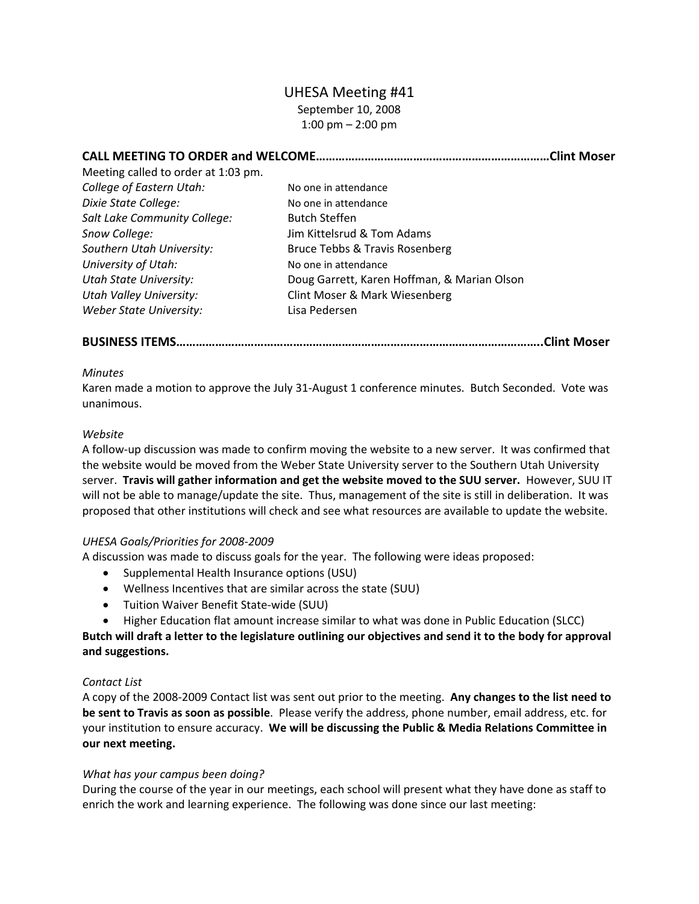# UHESA Meeting #41

September 10, 2008
1:00 pm – 2:00 pm

## CALL MEETING TO ORDER and WELCOME…………………………………………………………………Clint Moser

Meeting called to order at 1:03 pm.

| | |
|---|---|
| *College of Eastern Utah:* | No one in attendance |
| *Dixie State College:* | No one in attendance |
| *Salt Lake Community College:* | Butch Steffen |
| *Snow College:* | Jim Kittelsrud & Tom Adams |
| *Southern Utah University:* | Bruce Tebbs & Travis Rosenberg |
| *University of Utah:* | No one in attendance |
| *Utah State University:* | Doug Garrett, Karen Hoffman, & Marian Olson |
| *Utah Valley University:* | Clint Moser & Mark Wiesenberg |
| *Weber State University:* | Lisa Pedersen |

## BUSINESS ITEMS…………………………………………………………………………………………………..Clint Moser

*Minutes*

Karen made a motion to approve the July 31-August 1 conference minutes. Butch Seconded. Vote was unanimous.

*Website*

A follow-up discussion was made to confirm moving the website to a new server. It was confirmed that the website would be moved from the Weber State University server to the Southern Utah University server. **Travis will gather information and get the website moved to the SUU server.** However, SUU IT will not be able to manage/update the site. Thus, management of the site is still in deliberation. It was proposed that other institutions will check and see what resources are available to update the website.

*UHESA Goals/Priorities for 2008-2009*

A discussion was made to discuss goals for the year. The following were ideas proposed:

- Supplemental Health Insurance options (USU)
- Wellness Incentives that are similar across the state (SUU)
- Tuition Waiver Benefit State-wide (SUU)
- Higher Education flat amount increase similar to what was done in Public Education (SLCC)

**Butch will draft a letter to the legislature outlining our objectives and send it to the body for approval and suggestions.**

*Contact List*

A copy of the 2008-2009 Contact list was sent out prior to the meeting. **Any changes to the list need to be sent to Travis as soon as possible**. Please verify the address, phone number, email address, etc. for your institution to ensure accuracy. **We will be discussing the Public & Media Relations Committee in our next meeting.**

*What has your campus been doing?*

During the course of the year in our meetings, each school will present what they have done as staff to enrich the work and learning experience. The following was done since our last meeting: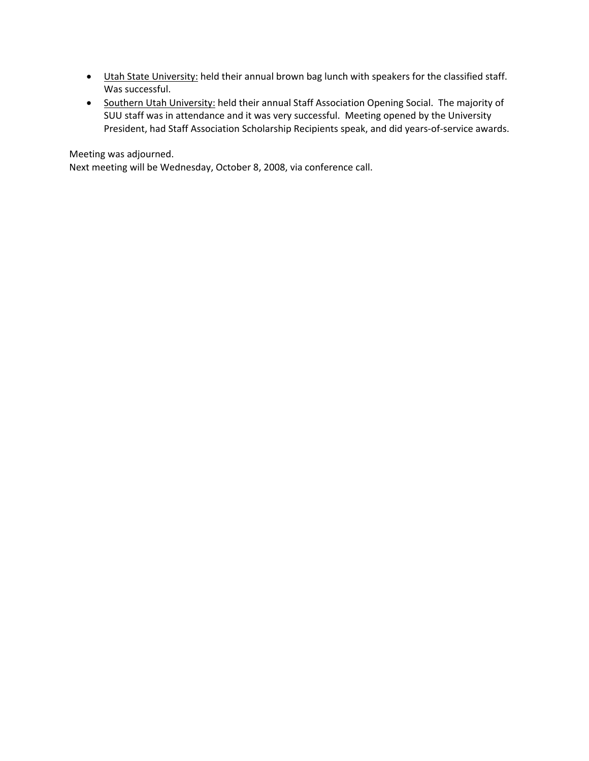- Utah State University: held their annual brown bag lunch with speakers for the classified staff. Was successful.
- Southern Utah University: held their annual Staff Association Opening Social. The majority of SUU staff was in attendance and it was very successful. Meeting opened by the University President, had Staff Association Scholarship Recipients speak, and did years-of-service awards.

Meeting was adjourned.
Next meeting will be Wednesday, October 8, 2008, via conference call.